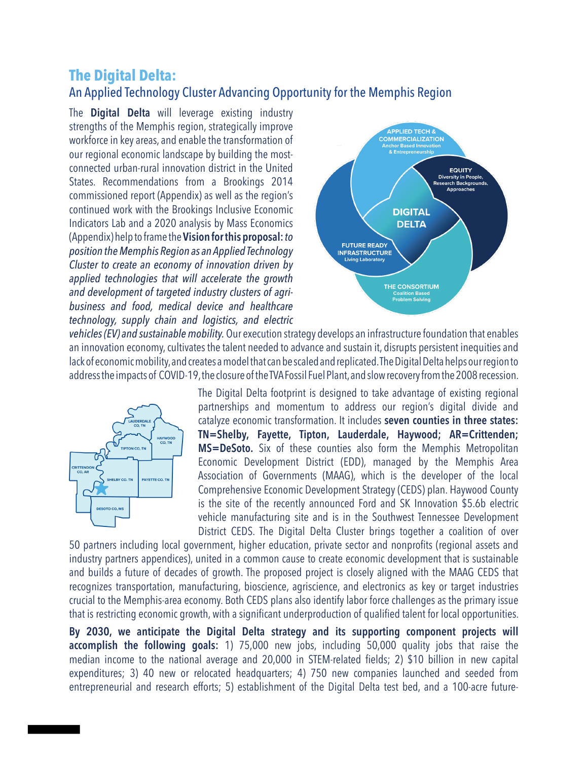# The Digital Delta:

## An Applied Technology Cluster Advancing Opportunity for the Memphis Region

The **Digital Delta** will leverage existing industry strengths of the Memphis region, strategically improve workforce in key areas, and enable the transformation of our regional economic landscape by building the most-connected urban-rural innovation district in the United States. Recommendations from a Brookings 2014 commissioned report (Appendix) as well as the region's continued work with the Brookings Inclusive Economic Indicators Lab and a 2020 analysis by Mass Economics (Appendix) help to frame the **Vision for this proposal:** *to position the Memphis Region as an Applied Technology Cluster to create an economy of innovation driven by applied technologies that will accelerate the growth and development of targeted industry clusters of agri-business and food, medical device and healthcare technology, supply chain and logistics, and electric vehicles (EV) and sustainable mobility.* Our execution strategy develops an infrastructure foundation that enables an innovation economy, cultivates the talent needed to advance and sustain it, disrupts persistent inequities and lack of economic mobility, and creates a model that can be scaled and replicated. The Digital Delta helps our region to address the impacts of COVID-19, the closure of the TVA Fossil Fuel Plant, and slow recovery from the 2008 recession.

APPLIED TECH & COMMERCIALIZATION
Anchor Based Innovation & Entrepreneurship
EQUITY
Diversity in People, Research Backgrounds, Approaches
DIGITAL DELTA
FUTURE READY INFRASTRUCTURE
Living Laboratory
THE CONSORTIUM
Coalition Based Problem Solving

LAUDERDALE CO, TN
HAYWOOD CO, TN
TIPTON CO, TN
CRITTENDON CO, AR
SHELBY CO. TN
FAYETTE CO. TN
DESOTO CO, MS

The Digital Delta footprint is designed to take advantage of existing regional partnerships and momentum to address our region's digital divide and catalyze economic transformation. It includes **seven counties in three states: TN=Shelby, Fayette, Tipton, Lauderdale, Haywood; AR=Crittenden; MS=DeSoto.** Six of these counties also form the Memphis Metropolitan Economic Development District (EDD), managed by the Memphis Area Association of Governments (MAAG), which is the developer of the local Comprehensive Economic Development Strategy (CEDS) plan. Haywood County is the site of the recently announced Ford and SK Innovation $5.6b electric vehicle manufacturing site and is in the Southwest Tennessee Development District CEDS. The Digital Delta Cluster brings together a coalition of over 50 partners including local government, higher education, private sector and nonprofits (regional assets and industry partners appendices), united in a common cause to create economic development that is sustainable and builds a future of decades of growth. The proposed project is closely aligned with the MAAG CEDS that recognizes transportation, manufacturing, bioscience, agriscience, and electronics as key or target industries crucial to the Memphis-area economy. Both CEDS plans also identify labor force challenges as the primary issue that is restricting economic growth, with a significant underproduction of qualified talent for local opportunities.

**By 2030, we anticipate the Digital Delta strategy and its supporting component projects will accomplish the following goals:** 1) 75,000 new jobs, including 50,000 quality jobs that raise the median income to the national average and 20,000 in STEM-related fields; 2) $10 billion in new capital expenditures; 3) 40 new or relocated headquarters; 4) 750 new companies launched and seeded from entrepreneurial and research efforts; 5) establishment of the Digital Delta test bed, and a 100-acre future-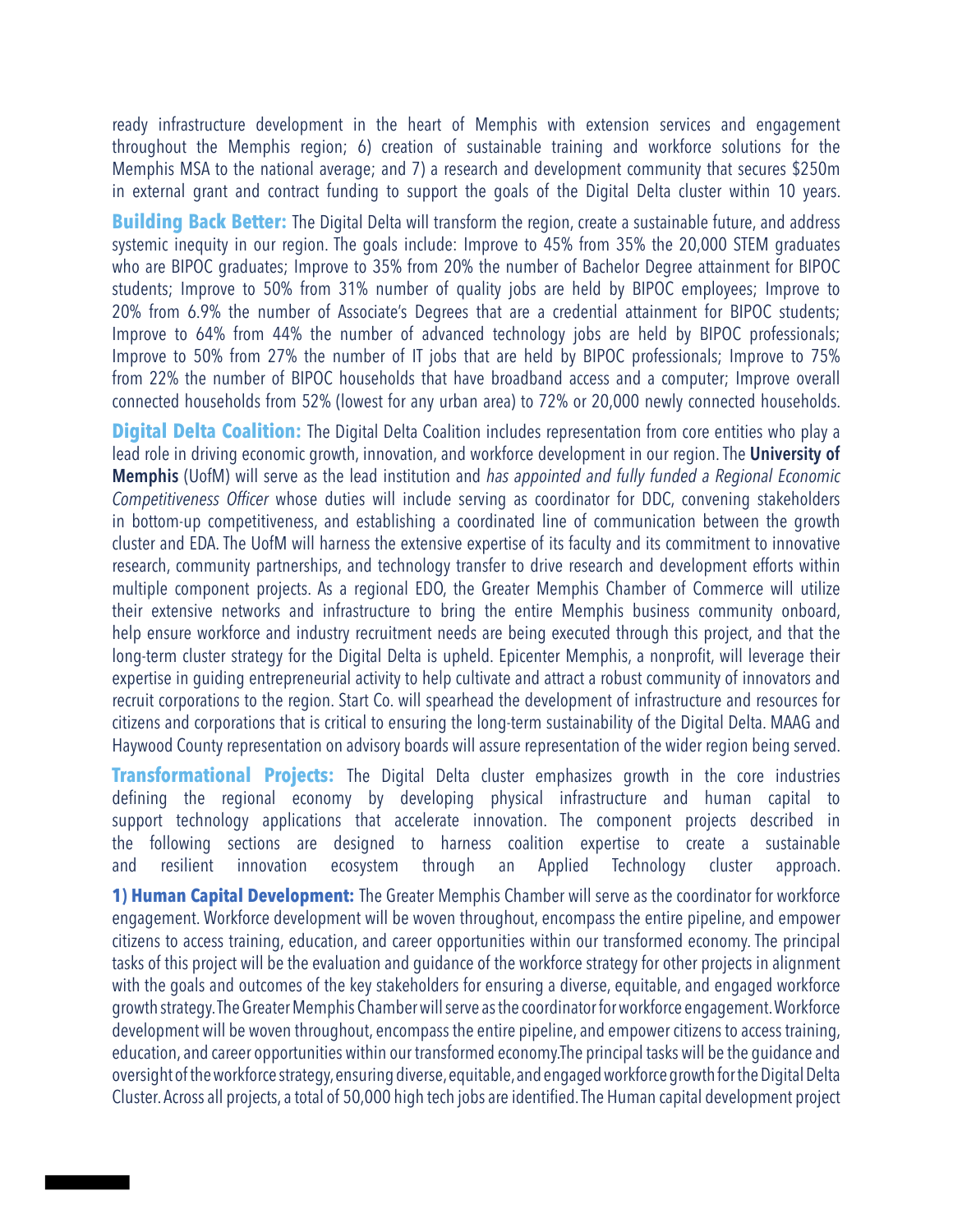ready infrastructure development in the heart of Memphis with extension services and engagement throughout the Memphis region; 6) creation of sustainable training and workforce solutions for the Memphis MSA to the national average; and 7) a research and development community that secures $250m in external grant and contract funding to support the goals of the Digital Delta cluster within 10 years.

**Building Back Better:** The Digital Delta will transform the region, create a sustainable future, and address systemic inequity in our region. The goals include: Improve to 45% from 35% the 20,000 STEM graduates who are BIPOC graduates; Improve to 35% from 20% the number of Bachelor Degree attainment for BIPOC students; Improve to 50% from 31% number of quality jobs are held by BIPOC employees; Improve to 20% from 6.9% the number of Associate's Degrees that are a credential attainment for BIPOC students; Improve to 64% from 44% the number of advanced technology jobs are held by BIPOC professionals; Improve to 50% from 27% the number of IT jobs that are held by BIPOC professionals; Improve to 75% from 22% the number of BIPOC households that have broadband access and a computer; Improve overall connected households from 52% (lowest for any urban area) to 72% or 20,000 newly connected households.

**Digital Delta Coalition:** The Digital Delta Coalition includes representation from core entities who play a lead role in driving economic growth, innovation, and workforce development in our region. The **University of Memphis** (UofM) will serve as the lead institution and *has appointed and fully funded a Regional Economic Competitiveness Officer* whose duties will include serving as coordinator for DDC, convening stakeholders in bottom-up competitiveness, and establishing a coordinated line of communication between the growth cluster and EDA. The UofM will harness the extensive expertise of its faculty and its commitment to innovative research, community partnerships, and technology transfer to drive research and development efforts within multiple component projects. As a regional EDO, the Greater Memphis Chamber of Commerce will utilize their extensive networks and infrastructure to bring the entire Memphis business community onboard, help ensure workforce and industry recruitment needs are being executed through this project, and that the long-term cluster strategy for the Digital Delta is upheld. Epicenter Memphis, a nonprofit, will leverage their expertise in guiding entrepreneurial activity to help cultivate and attract a robust community of innovators and recruit corporations to the region. Start Co. will spearhead the development of infrastructure and resources for citizens and corporations that is critical to ensuring the long-term sustainability of the Digital Delta. MAAG and Haywood County representation on advisory boards will assure representation of the wider region being served.

**Transformational Projects:** The Digital Delta cluster emphasizes growth in the core industries defining the regional economy by developing physical infrastructure and human capital to support technology applications that accelerate innovation. The component projects described in the following sections are designed to harness coalition expertise to create a sustainable and resilient innovation ecosystem through an Applied Technology cluster approach.

**1) Human Capital Development:** The Greater Memphis Chamber will serve as the coordinator for workforce engagement. Workforce development will be woven throughout, encompass the entire pipeline, and empower citizens to access training, education, and career opportunities within our transformed economy. The principal tasks of this project will be the evaluation and guidance of the workforce strategy for other projects in alignment with the goals and outcomes of the key stakeholders for ensuring a diverse, equitable, and engaged workforce growth strategy. The Greater Memphis Chamber will serve as the coordinator for workforce engagement. Workforce development will be woven throughout, encompass the entire pipeline, and empower citizens to access training, education, and career opportunities within our transformed economy.The principal tasks will be the guidance and oversight of the workforce strategy, ensuring diverse, equitable, and engaged workforce growth for the Digital Delta Cluster. Across all projects, a total of 50,000 high tech jobs are identified. The Human capital development project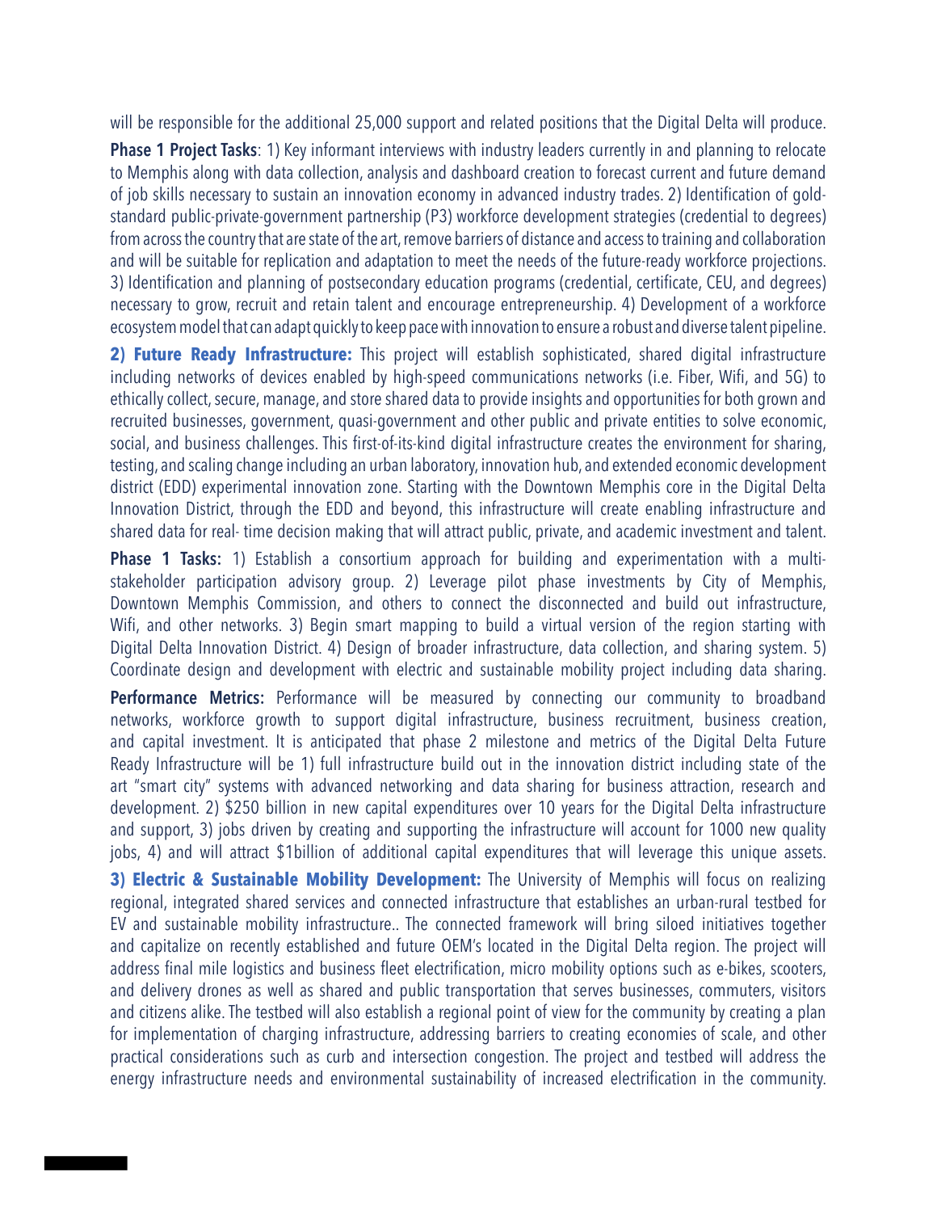will be responsible for the additional 25,000 support and related positions that the Digital Delta will produce.

**Phase 1 Project Tasks**: 1) Key informant interviews with industry leaders currently in and planning to relocate to Memphis along with data collection, analysis and dashboard creation to forecast current and future demand of job skills necessary to sustain an innovation economy in advanced industry trades. 2) Identification of gold-standard public-private-government partnership (P3) workforce development strategies (credential to degrees) from across the country that are state of the art, remove barriers of distance and access to training and collaboration and will be suitable for replication and adaptation to meet the needs of the future-ready workforce projections. 3) Identification and planning of postsecondary education programs (credential, certificate, CEU, and degrees) necessary to grow, recruit and retain talent and encourage entrepreneurship. 4) Development of a workforce ecosystem model that can adapt quickly to keep pace with innovation to ensure a robust and diverse talent pipeline.

**2) Future Ready Infrastructure:** This project will establish sophisticated, shared digital infrastructure including networks of devices enabled by high-speed communications networks (i.e. Fiber, Wifi, and 5G) to ethically collect, secure, manage, and store shared data to provide insights and opportunities for both grown and recruited businesses, government, quasi-government and other public and private entities to solve economic, social, and business challenges. This first-of-its-kind digital infrastructure creates the environment for sharing, testing, and scaling change including an urban laboratory, innovation hub, and extended economic development district (EDD) experimental innovation zone. Starting with the Downtown Memphis core in the Digital Delta Innovation District, through the EDD and beyond, this infrastructure will create enabling infrastructure and shared data for real- time decision making that will attract public, private, and academic investment and talent.

**Phase 1 Tasks:** 1) Establish a consortium approach for building and experimentation with a multi-stakeholder participation advisory group. 2) Leverage pilot phase investments by City of Memphis, Downtown Memphis Commission, and others to connect the disconnected and build out infrastructure, Wifi, and other networks. 3) Begin smart mapping to build a virtual version of the region starting with Digital Delta Innovation District. 4) Design of broader infrastructure, data collection, and sharing system. 5) Coordinate design and development with electric and sustainable mobility project including data sharing.

**Performance Metrics:** Performance will be measured by connecting our community to broadband networks, workforce growth to support digital infrastructure, business recruitment, business creation, and capital investment. It is anticipated that phase 2 milestone and metrics of the Digital Delta Future Ready Infrastructure will be 1) full infrastructure build out in the innovation district including state of the art "smart city" systems with advanced networking and data sharing for business attraction, research and development. 2) $250 billion in new capital expenditures over 10 years for the Digital Delta infrastructure and support, 3) jobs driven by creating and supporting the infrastructure will account for 1000 new quality jobs, 4) and will attract $1billion of additional capital expenditures that will leverage this unique assets.

**3) Electric & Sustainable Mobility Development:** The University of Memphis will focus on realizing regional, integrated shared services and connected infrastructure that establishes an urban-rural testbed for EV and sustainable mobility infrastructure.. The connected framework will bring siloed initiatives together and capitalize on recently established and future OEM's located in the Digital Delta region. The project will address final mile logistics and business fleet electrification, micro mobility options such as e-bikes, scooters, and delivery drones as well as shared and public transportation that serves businesses, commuters, visitors and citizens alike. The testbed will also establish a regional point of view for the community by creating a plan for implementation of charging infrastructure, addressing barriers to creating economies of scale, and other practical considerations such as curb and intersection congestion. The project and testbed will address the energy infrastructure needs and environmental sustainability of increased electrification in the community.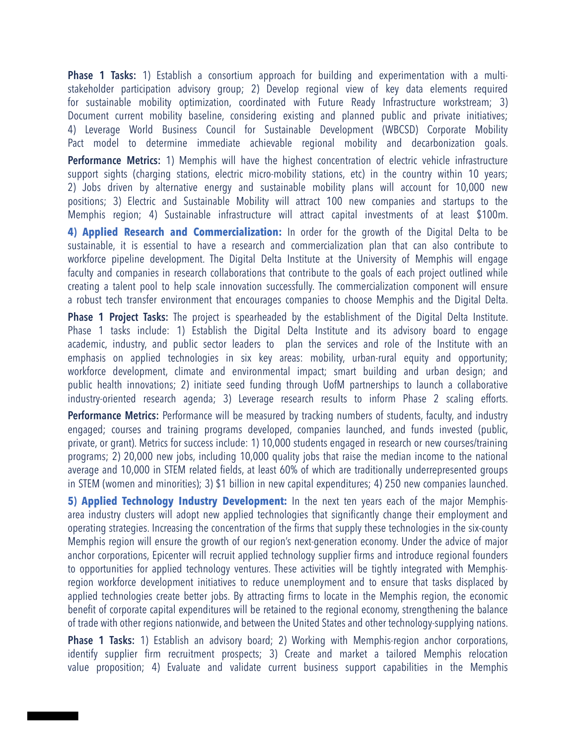**Phase 1 Tasks:** 1) Establish a consortium approach for building and experimentation with a multi-stakeholder participation advisory group; 2) Develop regional view of key data elements required for sustainable mobility optimization, coordinated with Future Ready Infrastructure workstream; 3) Document current mobility baseline, considering existing and planned public and private initiatives; 4) Leverage World Business Council for Sustainable Development (WBCSD) Corporate Mobility Pact model to determine immediate achievable regional mobility and decarbonization goals.

**Performance Metrics:** 1) Memphis will have the highest concentration of electric vehicle infrastructure support sights (charging stations, electric micro-mobility stations, etc) in the country within 10 years; 2) Jobs driven by alternative energy and sustainable mobility plans will account for 10,000 new positions; 3) Electric and Sustainable Mobility will attract 100 new companies and startups to the Memphis region; 4) Sustainable infrastructure will attract capital investments of at least $100m.

**4) Applied Research and Commercialization:** In order for the growth of the Digital Delta to be sustainable, it is essential to have a research and commercialization plan that can also contribute to workforce pipeline development. The Digital Delta Institute at the University of Memphis will engage faculty and companies in research collaborations that contribute to the goals of each project outlined while creating a talent pool to help scale innovation successfully. The commercialization component will ensure a robust tech transfer environment that encourages companies to choose Memphis and the Digital Delta.

**Phase 1 Project Tasks:** The project is spearheaded by the establishment of the Digital Delta Institute. Phase 1 tasks include: 1) Establish the Digital Delta Institute and its advisory board to engage academic, industry, and public sector leaders to plan the services and role of the Institute with an emphasis on applied technologies in six key areas: mobility, urban-rural equity and opportunity; workforce development, climate and environmental impact; smart building and urban design; and public health innovations; 2) initiate seed funding through UofM partnerships to launch a collaborative industry-oriented research agenda; 3) Leverage research results to inform Phase 2 scaling efforts.

**Performance Metrics:** Performance will be measured by tracking numbers of students, faculty, and industry engaged; courses and training programs developed, companies launched, and funds invested (public, private, or grant). Metrics for success include: 1) 10,000 students engaged in research or new courses/training programs; 2) 20,000 new jobs, including 10,000 quality jobs that raise the median income to the national average and 10,000 in STEM related fields, at least 60% of which are traditionally underrepresented groups in STEM (women and minorities); 3) $1 billion in new capital expenditures; 4) 250 new companies launched.

**5) Applied Technology Industry Development:** In the next ten years each of the major Memphis-area industry clusters will adopt new applied technologies that significantly change their employment and operating strategies. Increasing the concentration of the firms that supply these technologies in the six-county Memphis region will ensure the growth of our region's next-generation economy. Under the advice of major anchor corporations, Epicenter will recruit applied technology supplier firms and introduce regional founders to opportunities for applied technology ventures. These activities will be tightly integrated with Memphis-region workforce development initiatives to reduce unemployment and to ensure that tasks displaced by applied technologies create better jobs. By attracting firms to locate in the Memphis region, the economic benefit of corporate capital expenditures will be retained to the regional economy, strengthening the balance of trade with other regions nationwide, and between the United States and other technology-supplying nations.

**Phase 1 Tasks:** 1) Establish an advisory board; 2) Working with Memphis-region anchor corporations, identify supplier firm recruitment prospects; 3) Create and market a tailored Memphis relocation value proposition; 4) Evaluate and validate current business support capabilities in the Memphis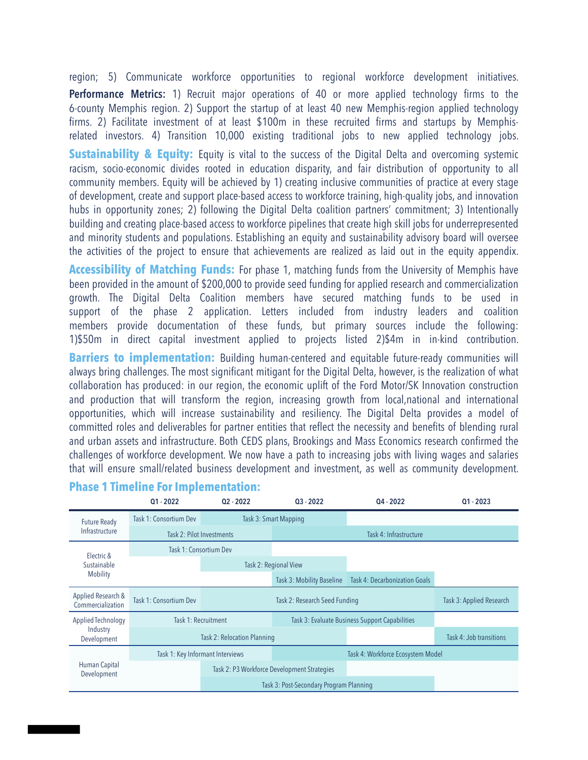region; 5) Communicate workforce opportunities to regional workforce development initiatives.

**Performance Metrics:** 1) Recruit major operations of 40 or more applied technology firms to the 6-county Memphis region. 2) Support the startup of at least 40 new Memphis-region applied technology firms. 2) Facilitate investment of at least $100m in these recruited firms and startups by Memphis-related investors. 4) Transition 10,000 existing traditional jobs to new applied technology jobs.

**Sustainability & Equity:** Equity is vital to the success of the Digital Delta and overcoming systemic racism, socio-economic divides rooted in education disparity, and fair distribution of opportunity to all community members. Equity will be achieved by 1) creating inclusive communities of practice at every stage of development, create and support place-based access to workforce training, high-quality jobs, and innovation hubs in opportunity zones; 2) following the Digital Delta coalition partners' commitment; 3) Intentionally building and creating place-based access to workforce pipelines that create high skill jobs for underrepresented and minority students and populations. Establishing an equity and sustainability advisory board will oversee the activities of the project to ensure that achievements are realized as laid out in the equity appendix.

**Accessibility of Matching Funds:** For phase 1, matching funds from the University of Memphis have been provided in the amount of $200,000 to provide seed funding for applied research and commercialization growth. The Digital Delta Coalition members have secured matching funds to be used in support of the phase 2 application. Letters included from industry leaders and coalition members provide documentation of these funds, but primary sources include the following: 1)$50m in direct capital investment applied to projects listed 2)$4m in in-kind contribution.

**Barriers to implementation:** Building human-centered and equitable future-ready communities will always bring challenges. The most significant mitigant for the Digital Delta, however, is the realization of what collaboration has produced: in our region, the economic uplift of the Ford Motor/SK Innovation construction and production that will transform the region, increasing growth from local,national and international opportunities, which will increase sustainability and resiliency. The Digital Delta provides a model of committed roles and deliverables for partner entities that reflect the necessity and benefits of blending rural and urban assets and infrastructure. Both CEDS plans, Brookings and Mass Economics research confirmed the challenges of workforce development. We now have a path to increasing jobs with living wages and salaries that will ensure small/related business development and investment, as well as community development.

## Phase 1 Timeline For Implementation:

| | Q1 - 2022 | Q2 - 2022 | Q3 - 2022 | Q4 - 2022 | Q1 - 2023 |
|---|---|---|---|---|---|
| Future Ready Infrastructure | Task 1: Consortium Dev | Task 3: Smart Mapping | Task 3: Smart Mapping | | |
| | Task 2: Pilot Investments | Task 2: Pilot Investments | Task 4: Infrastructure | Task 4: Infrastructure | Task 4: Infrastructure |
| Electric & Sustainable Mobility | Task 1: Consortium Dev | Task 1: Consortium Dev | | | |
| | | Task 2: Regional View | Task 2: Regional View | | |
| | | | Task 3: Mobility Baseline | Task 4: Decarbonization Goals | |
| Applied Research & Commercialization | Task 1: Consortium Dev | Task 2: Research Seed Funding | Task 2: Research Seed Funding | Task 2: Research Seed Funding | Task 3: Applied Research |
| Applied Technology Industry Development | Task 1: Recruitment | Task 1: Recruitment | Task 3: Evaluate Business Support Capabilities | Task 3: Evaluate Business Support Capabilities | |
| | Task 2: Relocation Planning | Task 2: Relocation Planning | Task 2: Relocation Planning | | Task 4: Job transitions |
| Human Capital Development | Task 1: Key Informant Interviews | Task 1: Key Informant Interviews | Task 4: Workforce Ecosystem Model | Task 4: Workforce Ecosystem Model | Task 4: Workforce Ecosystem Model |
| | | Task 2: P3 Workforce Development Strategies | Task 2: P3 Workforce Development Strategies | | |
| | | Task 3: Post-Secondary Program Planning | Task 3: Post-Secondary Program Planning | Task 3: Post-Secondary Program Planning | |